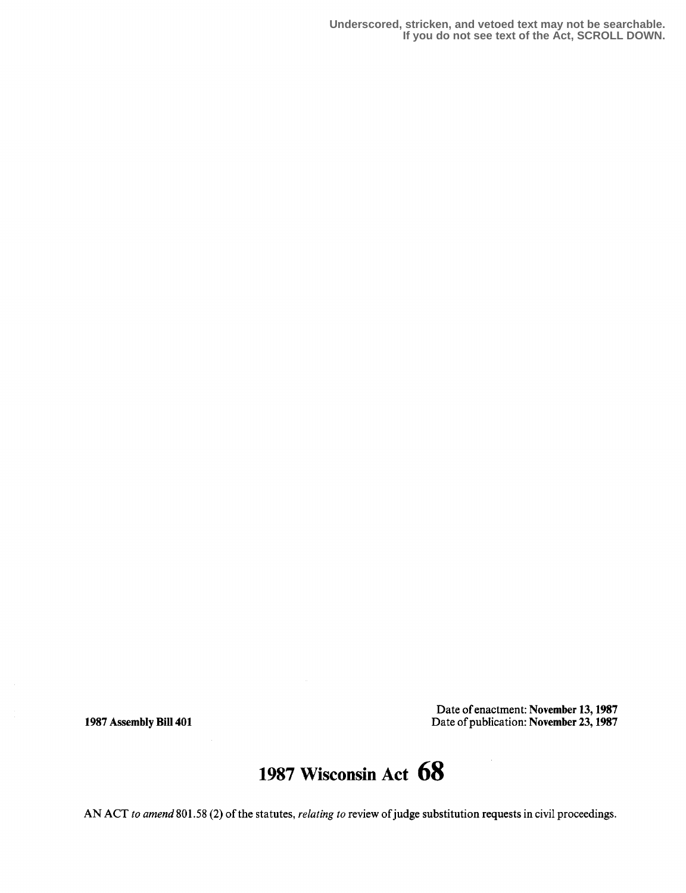Underscored, stricken, and vetoed text may not be searchable.
If you do not see text of the Act, SCROLL DOWN.

1987 Assembly Bill 401

Date of enactment: **November 13, 1987**
Date of publication: **November 23, 1987**

# 1987 Wisconsin Act 68

AN ACT *to amend* 801.58 (2) of the statutes, *relating to* review of judge substitution requests in civil proceedings.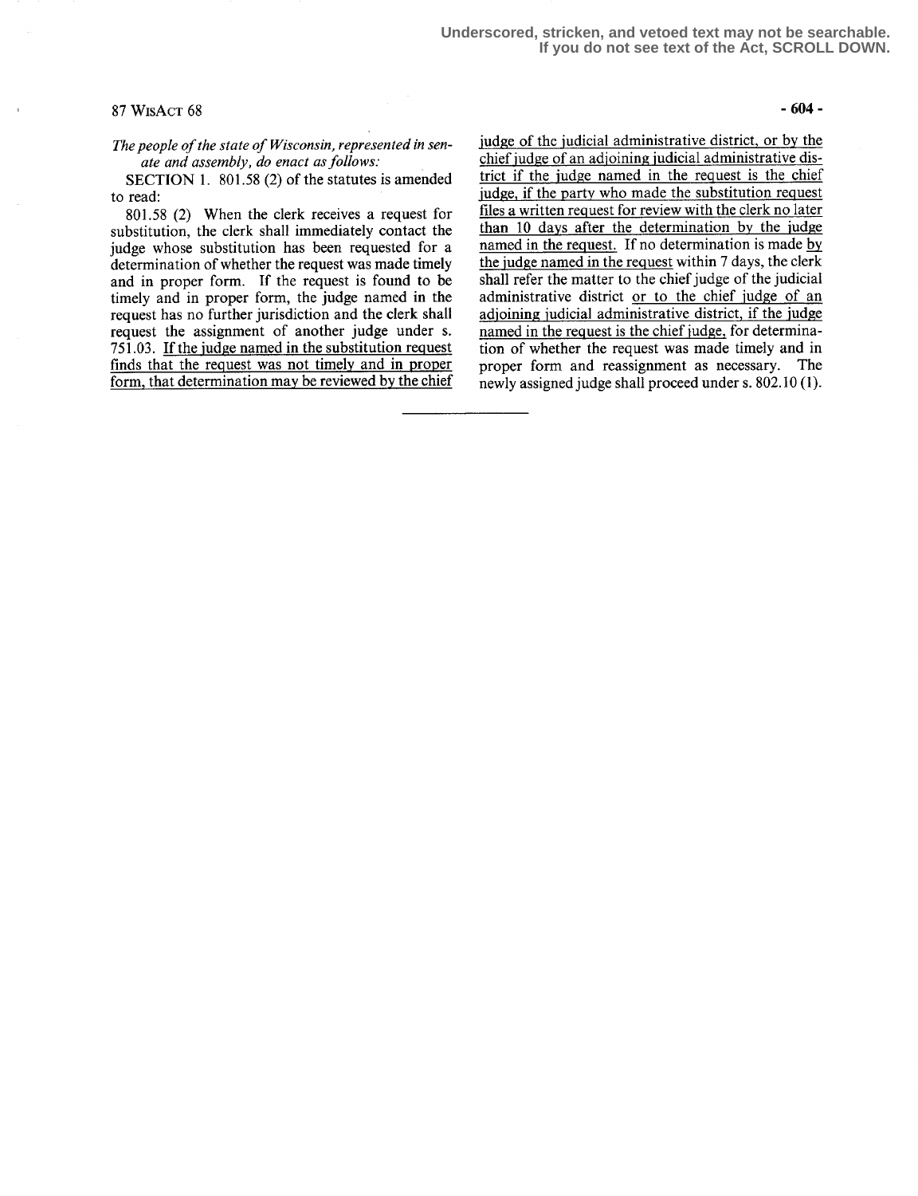*The people of the state of Wisconsin, represented in senate and assembly, do enact as follows:*

SECTION 1. 801.58 (2) of the statutes is amended to read:

801.58 (2) When the clerk receives a request for substitution, the clerk shall immediately contact the judge whose substitution has been requested for a determination of whether the request was made timely and in proper form. If the request is found to be timely and in proper form, the judge named in the request has no further jurisdiction and the clerk shall request the assignment of another judge under s. 751.03. If the judge named in the substitution request finds that the request was not timely and in proper form, that determination may be reviewed by the chief judge of the judicial administrative district, or by the chief judge of an adjoining judicial administrative district if the judge named in the request is the chief judge, if the party who made the substitution request files a written request for review with the clerk no later than 10 days after the determination by the judge named in the request. If no determination is made by the judge named in the request within 7 days, the clerk shall refer the matter to the chief judge of the judicial administrative district or to the chief judge of an adjoining judicial administrative district, if the judge named in the request is the chief judge, for determination of whether the request was made timely and in proper form and reassignment as necessary. The newly assigned judge shall proceed under s. 802.10 (1).